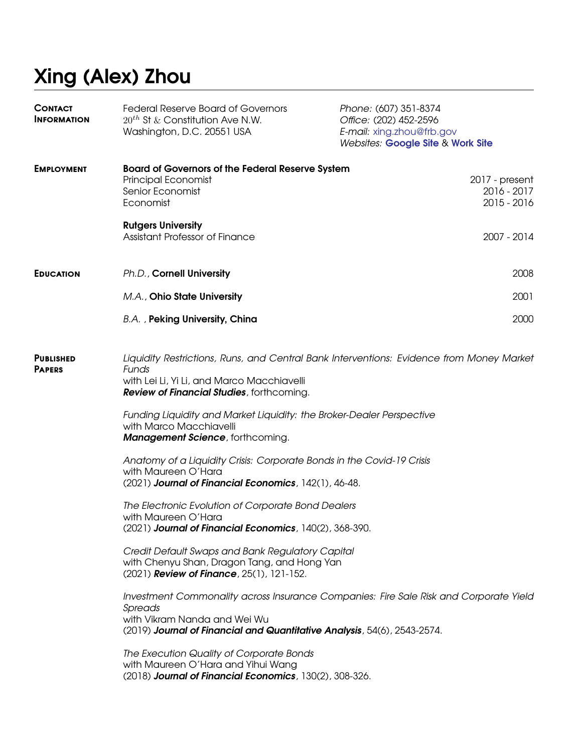# Xing (Alex) Zhou

## Contact Information

Federal Reserve Board of Governors
$20^{th}$ St & Constitution Ave N.W.
Washington, D.C. 20551 USA

*Phone:* (607) 351-8374
*Office:* (202) 452-2596
*E-mail:* xing.zhou@frb.gov
*Websites:* **Google Site** & **Work Site**

## Employment

**Board of Governors of the Federal Reserve System**
Principal Economist — 2017 - present
Senior Economist — 2016 - 2017
Economist — 2015 - 2016

**Rutgers University**
Assistant Professor of Finance — 2007 - 2014

## Education

*Ph.D.*, **Cornell University** — 2008

*M.A.*, **Ohio State University** — 2001

*B.A.* , **Peking University, China** — 2000

## Published Papers

*Liquidity Restrictions, Runs, and Central Bank Interventions: Evidence from Money Market Funds*
with Lei Li, Yi Li, and Marco Macchiavelli
***Review of Financial Studies***, forthcoming.

*Funding Liquidity and Market Liquidity: the Broker-Dealer Perspective*
with Marco Macchiavelli
***Management Science***, forthcoming.

*Anatomy of a Liquidity Crisis: Corporate Bonds in the Covid-19 Crisis*
with Maureen O'Hara
(2021) ***Journal of Financial Economics***, 142(1), 46-48.

*The Electronic Evolution of Corporate Bond Dealers*
with Maureen O'Hara
(2021) ***Journal of Financial Economics***, 140(2), 368-390.

*Credit Default Swaps and Bank Regulatory Capital*
with Chenyu Shan, Dragon Tang, and Hong Yan
(2021) ***Review of Finance***, 25(1), 121-152.

*Investment Commonality across Insurance Companies: Fire Sale Risk and Corporate Yield Spreads*
with Vikram Nanda and Wei Wu
(2019) ***Journal of Financial and Quantitative Analysis***, 54(6), 2543-2574.

*The Execution Quality of Corporate Bonds*
with Maureen O'Hara and Yihui Wang
(2018) ***Journal of Financial Economics***, 130(2), 308-326.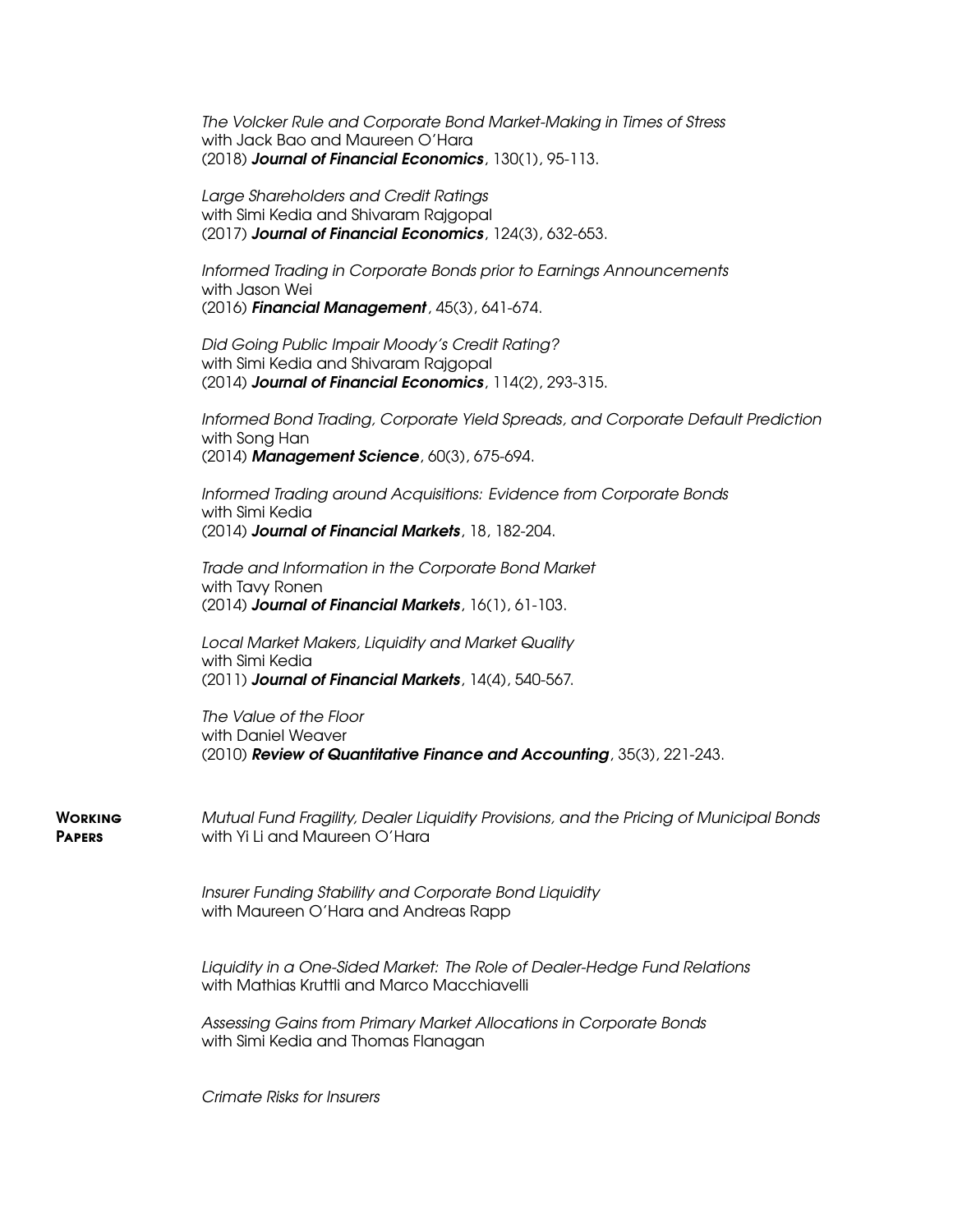*The Volcker Rule and Corporate Bond Market-Making in Times of Stress*
with Jack Bao and Maureen O'Hara
(2018) ***Journal of Financial Economics***, 130(1), 95-113.

*Large Shareholders and Credit Ratings*
with Simi Kedia and Shivaram Rajgopal
(2017) ***Journal of Financial Economics***, 124(3), 632-653.

*Informed Trading in Corporate Bonds prior to Earnings Announcements*
with Jason Wei
(2016) ***Financial Management***, 45(3), 641-674.

*Did Going Public Impair Moody's Credit Rating?*
with Simi Kedia and Shivaram Rajgopal
(2014) ***Journal of Financial Economics***, 114(2), 293-315.

*Informed Bond Trading, Corporate Yield Spreads, and Corporate Default Prediction*
with Song Han
(2014) ***Management Science***, 60(3), 675-694.

*Informed Trading around Acquisitions: Evidence from Corporate Bonds*
with Simi Kedia
(2014) ***Journal of Financial Markets***, 18, 182-204.

*Trade and Information in the Corporate Bond Market*
with Tavy Ronen
(2014) ***Journal of Financial Markets***, 16(1), 61-103.

*Local Market Makers, Liquidity and Market Quality*
with Simi Kedia
(2011) ***Journal of Financial Markets***, 14(4), 540-567.

*The Value of the Floor*
with Daniel Weaver
(2010) ***Review of Quantitative Finance and Accounting***, 35(3), 221-243.

## Working Papers

*Mutual Fund Fragility, Dealer Liquidity Provisions, and the Pricing of Municipal Bonds*
with Yi Li and Maureen O'Hara

*Insurer Funding Stability and Corporate Bond Liquidity*
with Maureen O'Hara and Andreas Rapp

*Liquidity in a One-Sided Market: The Role of Dealer-Hedge Fund Relations*
with Mathias Kruttli and Marco Macchiavelli

*Assessing Gains from Primary Market Allocations in Corporate Bonds*
with Simi Kedia and Thomas Flanagan

*Crimate Risks for Insurers*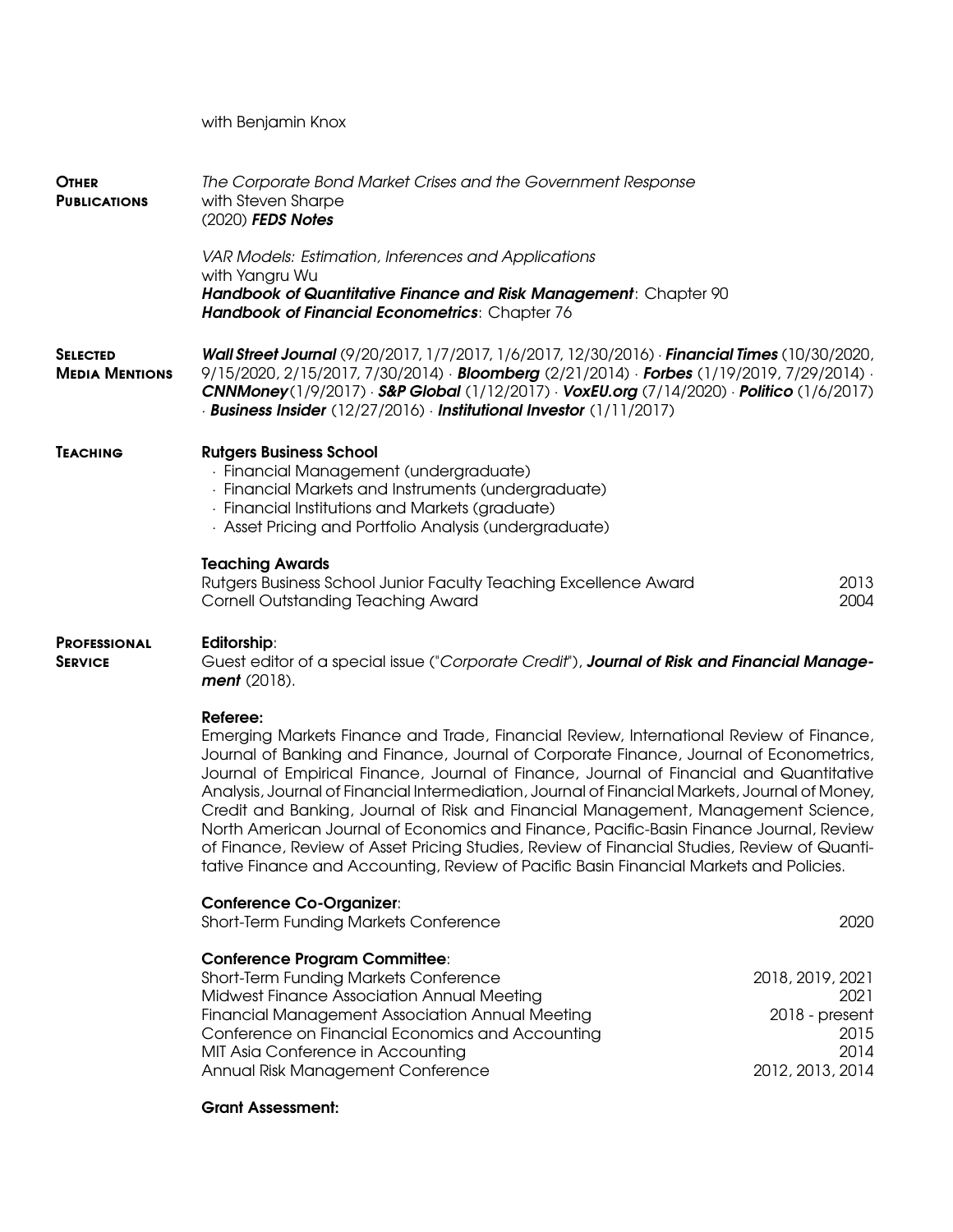with Benjamin Knox

## Other Publications

*The Corporate Bond Market Crises and the Government Response*
with Steven Sharpe
(2020) ***FEDS Notes***

*VAR Models: Estimation, Inferences and Applications*
with Yangru Wu
***Handbook of Quantitative Finance and Risk Management***: Chapter 90
***Handbook of Financial Econometrics***: Chapter 76

## Selected Media Mentions

***Wall Street Journal*** (9/20/2017, 1/7/2017, 1/6/2017, 12/30/2016) · ***Financial Times*** (10/30/2020, 9/15/2020, 2/15/2017, 7/30/2014) · ***Bloomberg*** (2/21/2014) · ***Forbes*** (1/19/2019, 7/29/2014) · ***CNNMoney***(1/9/2017) · ***S&P Global*** (1/12/2017) · ***VoxEU.org*** (7/14/2020) · ***Politico*** (1/6/2017) · ***Business Insider*** (12/27/2016) · ***Institutional Investor*** (1/11/2017)

## Teaching

**Rutgers Business School**

- Financial Management (undergraduate)
- Financial Markets and Instruments (undergraduate)
- Financial Institutions and Markets (graduate)
- Asset Pricing and Portfolio Analysis (undergraduate)

**Teaching Awards**

Rutgers Business School Junior Faculty Teaching Excellence Award — 2013
Cornell Outstanding Teaching Award — 2004

## Professional Service

**Editorship**:
Guest editor of a special issue ("*Corporate Credit*"), ***Journal of Risk and Financial Management*** (2018).

**Referee:**
Emerging Markets Finance and Trade, Financial Review, International Review of Finance, Journal of Banking and Finance, Journal of Corporate Finance, Journal of Econometrics, Journal of Empirical Finance, Journal of Finance, Journal of Financial and Quantitative Analysis, Journal of Financial Intermediation, Journal of Financial Markets, Journal of Money, Credit and Banking, Journal of Risk and Financial Management, Management Science, North American Journal of Economics and Finance, Pacific-Basin Finance Journal, Review of Finance, Review of Asset Pricing Studies, Review of Financial Studies, Review of Quantitative Finance and Accounting, Review of Pacific Basin Financial Markets and Policies.

**Conference Co-Organizer**:
Short-Term Funding Markets Conference — 2020

**Conference Program Committee**:
Short-Term Funding Markets Conference — 2018, 2019, 2021
Midwest Finance Association Annual Meeting — 2021
Financial Management Association Annual Meeting — 2018 - present
Conference on Financial Economics and Accounting — 2015
MIT Asia Conference in Accounting — 2014
Annual Risk Management Conference — 2012, 2013, 2014

**Grant Assessment:**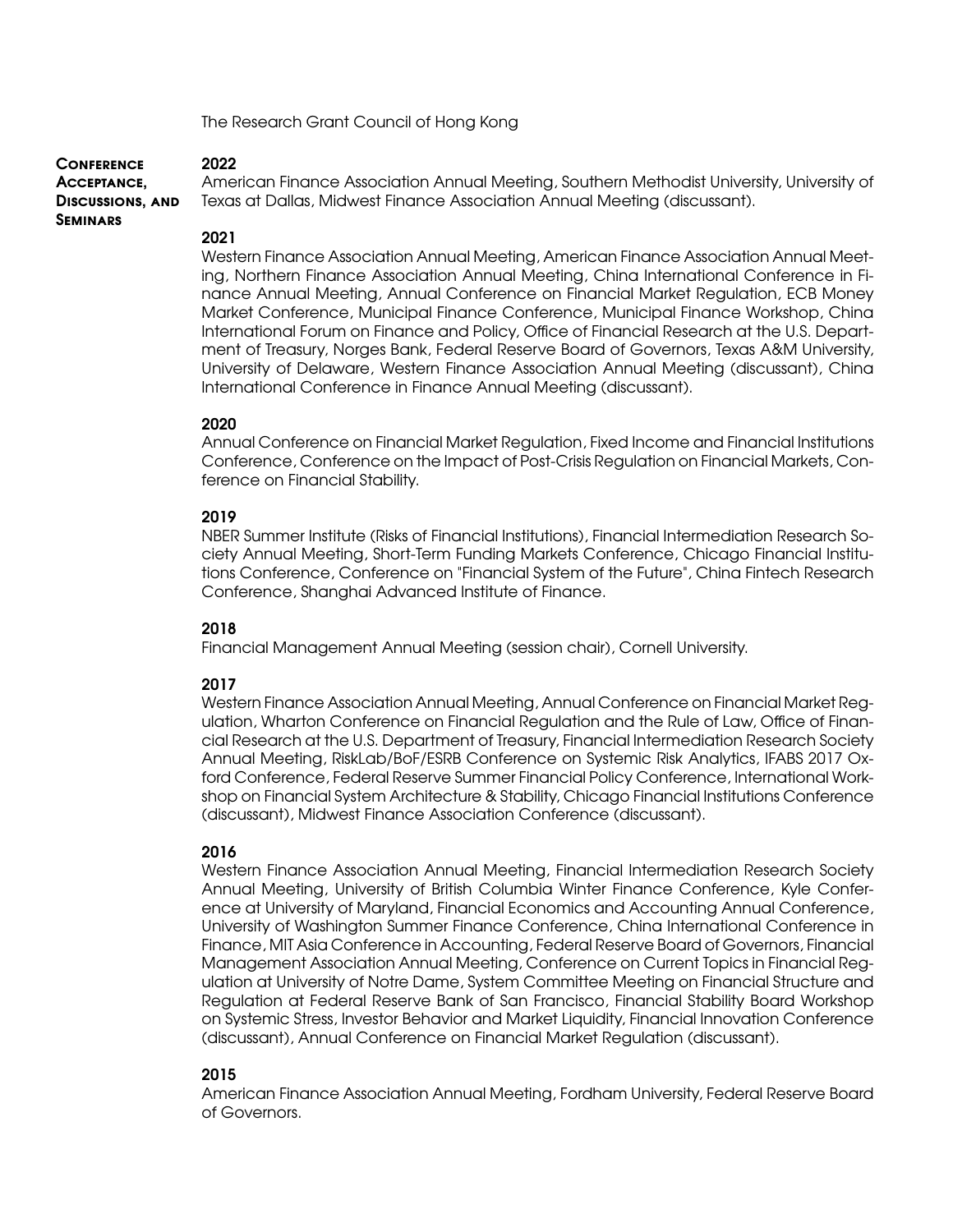The Research Grant Council of Hong Kong

## Conference Acceptance, Discussions, and Seminars

### 2022

American Finance Association Annual Meeting, Southern Methodist University, University of Texas at Dallas, Midwest Finance Association Annual Meeting (discussant).

### 2021

Western Finance Association Annual Meeting, American Finance Association Annual Meeting, Northern Finance Association Annual Meeting, China International Conference in Finance Annual Meeting, Annual Conference on Financial Market Regulation, ECB Money Market Conference, Municipal Finance Conference, Municipal Finance Workshop, China International Forum on Finance and Policy, Office of Financial Research at the U.S. Department of Treasury, Norges Bank, Federal Reserve Board of Governors, Texas A&M University, University of Delaware, Western Finance Association Annual Meeting (discussant), China International Conference in Finance Annual Meeting (discussant).

### 2020

Annual Conference on Financial Market Regulation, Fixed Income and Financial Institutions Conference, Conference on the Impact of Post-Crisis Regulation on Financial Markets, Conference on Financial Stability.

### 2019

NBER Summer Institute (Risks of Financial Institutions), Financial Intermediation Research Society Annual Meeting, Short-Term Funding Markets Conference, Chicago Financial Institutions Conference, Conference on "Financial System of the Future", China Fintech Research Conference, Shanghai Advanced Institute of Finance.

### 2018

Financial Management Annual Meeting (session chair), Cornell University.

### 2017

Western Finance Association Annual Meeting, Annual Conference on Financial Market Regulation, Wharton Conference on Financial Regulation and the Rule of Law, Office of Financial Research at the U.S. Department of Treasury, Financial Intermediation Research Society Annual Meeting, RiskLab/BoF/ESRB Conference on Systemic Risk Analytics, IFABS 2017 Oxford Conference, Federal Reserve Summer Financial Policy Conference, International Workshop on Financial System Architecture & Stability, Chicago Financial Institutions Conference (discussant), Midwest Finance Association Conference (discussant).

### 2016

Western Finance Association Annual Meeting, Financial Intermediation Research Society Annual Meeting, University of British Columbia Winter Finance Conference, Kyle Conference at University of Maryland, Financial Economics and Accounting Annual Conference, University of Washington Summer Finance Conference, China International Conference in Finance, MIT Asia Conference in Accounting, Federal Reserve Board of Governors, Financial Management Association Annual Meeting, Conference on Current Topics in Financial Regulation at University of Notre Dame, System Committee Meeting on Financial Structure and Regulation at Federal Reserve Bank of San Francisco, Financial Stability Board Workshop on Systemic Stress, Investor Behavior and Market Liquidity, Financial Innovation Conference (discussant), Annual Conference on Financial Market Regulation (discussant).

### 2015

American Finance Association Annual Meeting, Fordham University, Federal Reserve Board of Governors.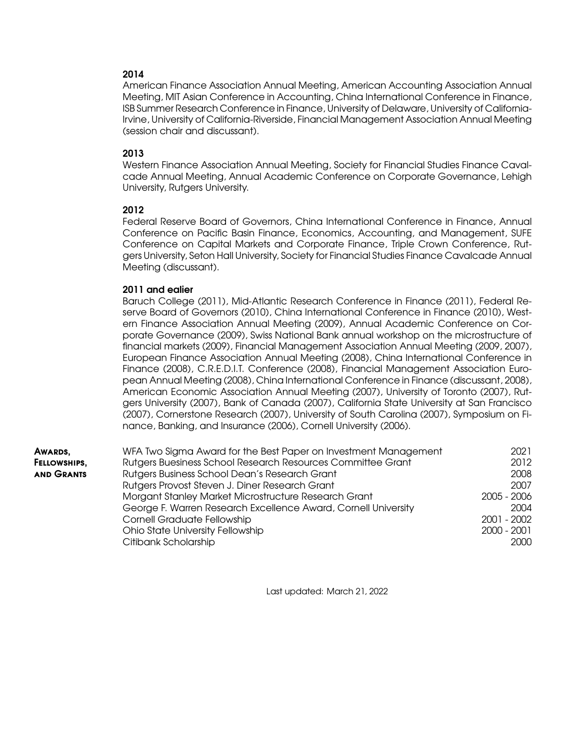#### 2014

American Finance Association Annual Meeting, American Accounting Association Annual Meeting, MIT Asian Conference in Accounting, China International Conference in Finance, ISB Summer Research Conference in Finance, University of Delaware, University of California-Irvine, University of California-Riverside, Financial Management Association Annual Meeting (session chair and discussant).

#### 2013

Western Finance Association Annual Meeting, Society for Financial Studies Finance Cavalcade Annual Meeting, Annual Academic Conference on Corporate Governance, Lehigh University, Rutgers University.

#### 2012

Federal Reserve Board of Governors, China International Conference in Finance, Annual Conference on Pacific Basin Finance, Economics, Accounting, and Management, SUFE Conference on Capital Markets and Corporate Finance, Triple Crown Conference, Rutgers University, Seton Hall University, Society for Financial Studies Finance Cavalcade Annual Meeting (discussant).

#### 2011 and ealier

Baruch College (2011), Mid-Atlantic Research Conference in Finance (2011), Federal Reserve Board of Governors (2010), China International Conference in Finance (2010), Western Finance Association Annual Meeting (2009), Annual Academic Conference on Corporate Governance (2009), Swiss National Bank annual workshop on the microstructure of financial markets (2009), Financial Management Association Annual Meeting (2009, 2007), European Finance Association Annual Meeting (2008), China International Conference in Finance (2008), C.R.E.D.I.T. Conference (2008), Financial Management Association European Annual Meeting (2008), China International Conference in Finance (discussant, 2008), American Economic Association Annual Meeting (2007), University of Toronto (2007), Rutgers University (2007), Bank of Canada (2007), California State University at San Francisco (2007), Cornerstone Research (2007), University of South Carolina (2007), Symposium on Finance, Banking, and Insurance (2006), Cornell University (2006).

## Awards, Fellowships, and Grants

| | |
|---|---|
| WFA Two Sigma Award for the Best Paper on Investment Management | 2021 |
| Rutgers Buesiness School Research Resources Committee Grant | 2012 |
| Rutgers Business School Dean's Research Grant | 2008 |
| Rutgers Provost Steven J. Diner Research Grant | 2007 |
| Morgant Stanley Market Microstructure Research Grant | 2005 - 2006 |
| George F. Warren Research Excellence Award, Cornell University | 2004 |
| Cornell Graduate Fellowship | 2001 - 2002 |
| Ohio State University Fellowship | 2000 - 2001 |
| Citibank Scholarship | 2000 |

Last updated: March 21, 2022